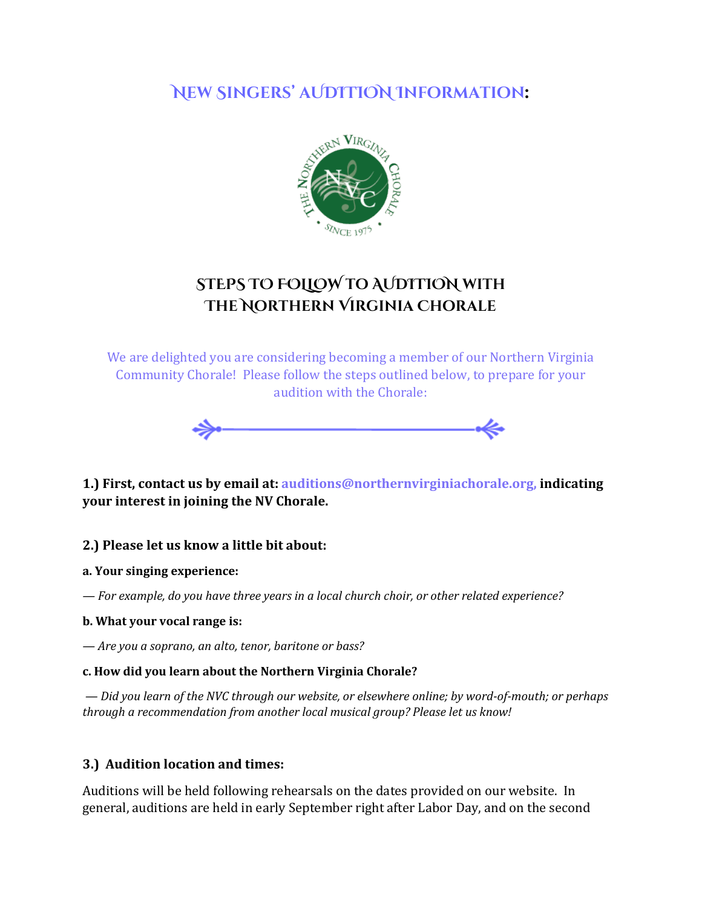# New Singers' Audition Information:

## Steps to Follow to Audition with The Northern Virginia Chorale

We are delighted you are considering becoming a member of our Northern Virginia Community Chorale! Please follow the steps outlined below, to prepare for your audition with the Chorale:

**1.) First, contact us by email at: auditions@northernvirginiachorale.org, indicating your interest in joining the NV Chorale.**

**2.) Please let us know a little bit about:**

**a. Your singing experience:**

*— For example, do you have three years in a local church choir, or other related experience?*

**b. What your vocal range is:**

*— Are you a soprano, an alto, tenor, baritone or bass?*

**c. How did you learn about the Northern Virginia Chorale?**

*— Did you learn of the NVC through our website, or elsewhere online; by word-of-mouth; or perhaps through a recommendation from another local musical group? Please let us know!*

**3.) Audition location and times:**

Auditions will be held following rehearsals on the dates provided on our website. In general, auditions are held in early September right after Labor Day, and on the second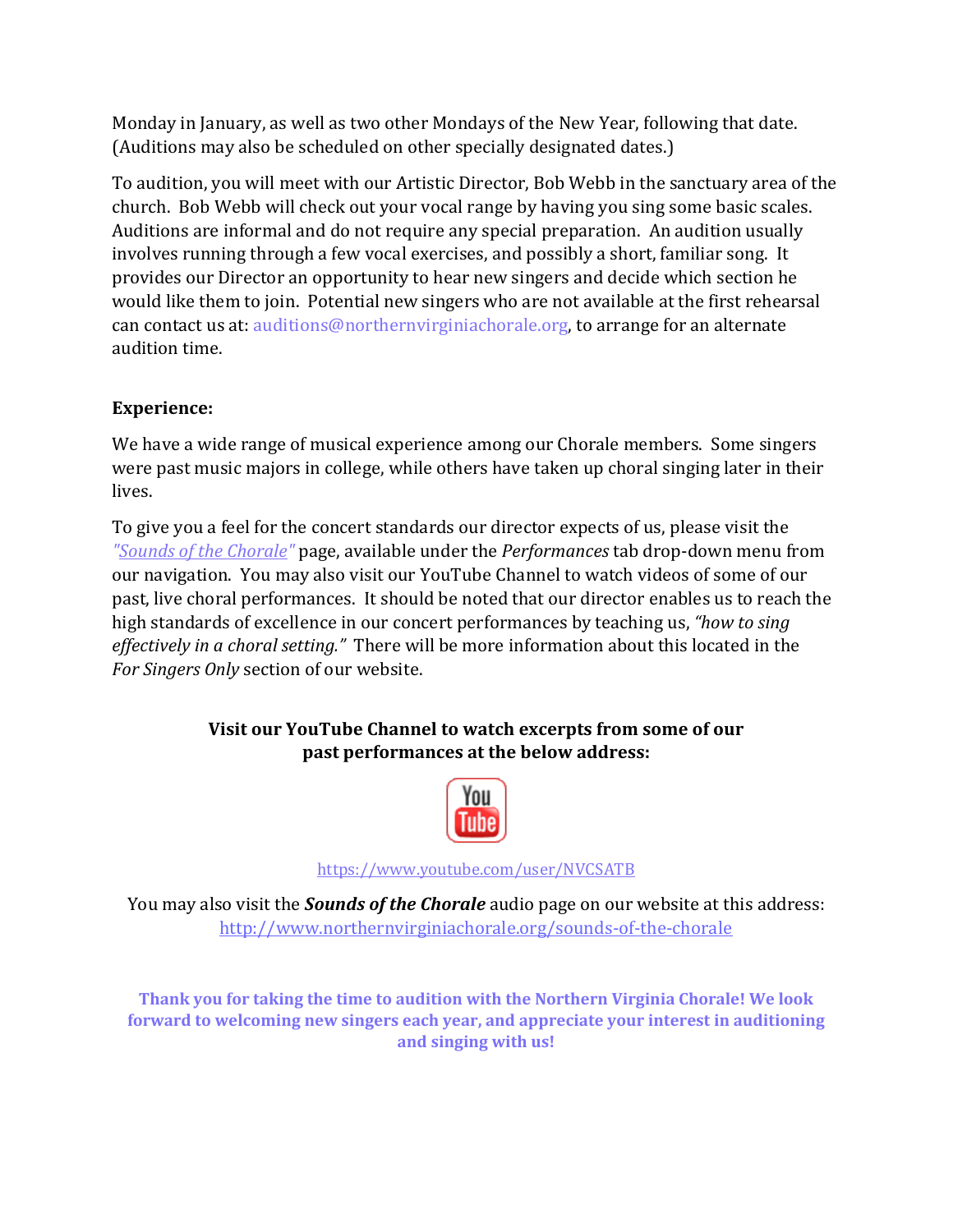Monday in January, as well as two other Mondays of the New Year, following that date. (Auditions may also be scheduled on other specially designated dates.)

To audition, you will meet with our Artistic Director, Bob Webb in the sanctuary area of the church. Bob Webb will check out your vocal range by having you sing some basic scales. Auditions are informal and do not require any special preparation. An audition usually involves running through a few vocal exercises, and possibly a short, familiar song. It provides our Director an opportunity to hear new singers and decide which section he would like them to join. Potential new singers who are not available at the first rehearsal can contact us at: auditions@northernvirginiachorale.org, to arrange for an alternate audition time.

**Experience:**

We have a wide range of musical experience among our Chorale members. Some singers were past music majors in college, while others have taken up choral singing later in their lives.

To give you a feel for the concert standards our director expects of us, please visit the *"Sounds of the Chorale"* page, available under the *Performances* tab drop-down menu from our navigation. You may also visit our YouTube Channel to watch videos of some of our past, live choral performances. It should be noted that our director enables us to reach the high standards of excellence in our concert performances by teaching us, *"how to sing effectively in a choral setting."* There will be more information about this located in the *For Singers Only* section of our website.

**Visit our YouTube Channel to watch excerpts from some of our past performances at the below address:**

https://www.youtube.com/user/NVCSATB

You may also visit the ***Sounds of the Chorale*** audio page on our website at this address: http://www.northernvirginiachorale.org/sounds-of-the-chorale

**Thank you for taking the time to audition with the Northern Virginia Chorale! We look forward to welcoming new singers each year, and appreciate your interest in auditioning and singing with us!**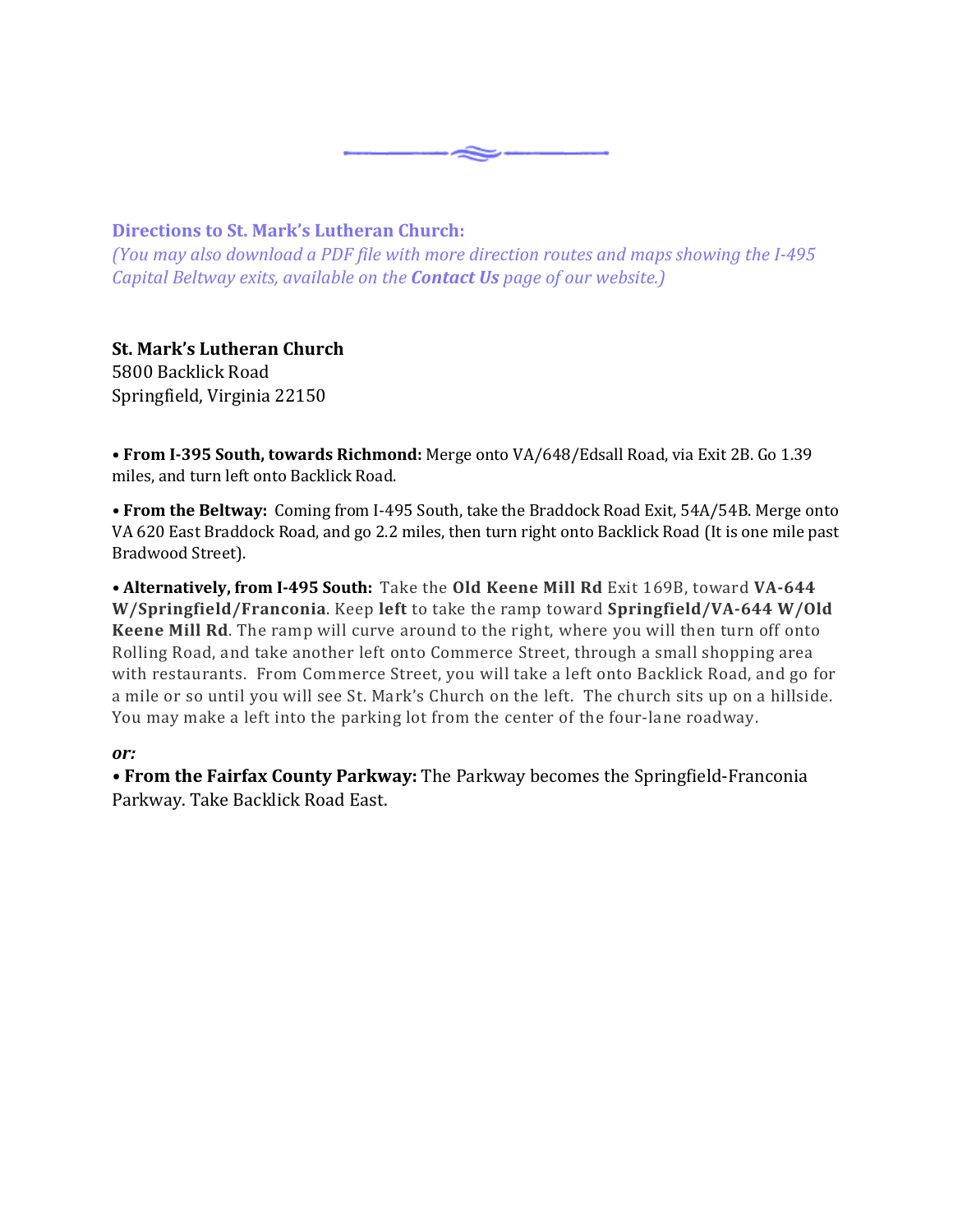**Directions to St. Mark's Lutheran Church:**

*(You may also download a PDF file with more direction routes and maps showing the I-495 Capital Beltway exits, available on the **Contact Us** page of our website.)*

**St. Mark's Lutheran Church**
5800 Backlick Road
Springfield, Virginia 22150

• **From I-395 South, towards Richmond:** Merge onto VA/648/Edsall Road, via Exit 2B. Go 1.39 miles, and turn left onto Backlick Road.

• **From the Beltway:** Coming from I-495 South, take the Braddock Road Exit, 54A/54B. Merge onto VA 620 East Braddock Road, and go 2.2 miles, then turn right onto Backlick Road (It is one mile past Bradwood Street).

• **Alternatively, from I-495 South:** Take the **Old Keene Mill Rd** Exit 169B, toward **VA-644 W/Springfield/Franconia**. Keep **left** to take the ramp toward **Springfield/VA-644 W/Old Keene Mill Rd**. The ramp will curve around to the right, where you will then turn off onto Rolling Road, and take another left onto Commerce Street, through a small shopping area with restaurants. From Commerce Street, you will take a left onto Backlick Road, and go for a mile or so until you will see St. Mark's Church on the left. The church sits up on a hillside. You may make a left into the parking lot from the center of the four-lane roadway.

***or:***

• **From the Fairfax County Parkway:** The Parkway becomes the Springfield-Franconia Parkway. Take Backlick Road East.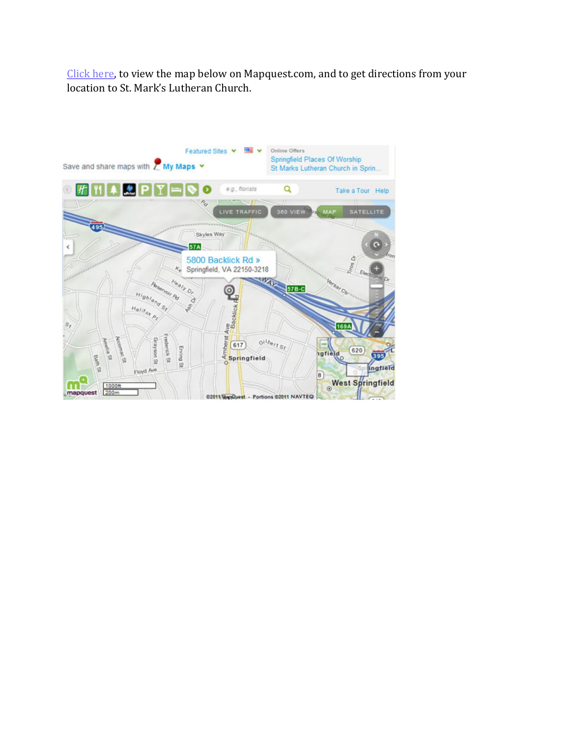Click here, to view the map below on Mapquest.com, and to get directions from your location to St. Mark's Lutheran Church.